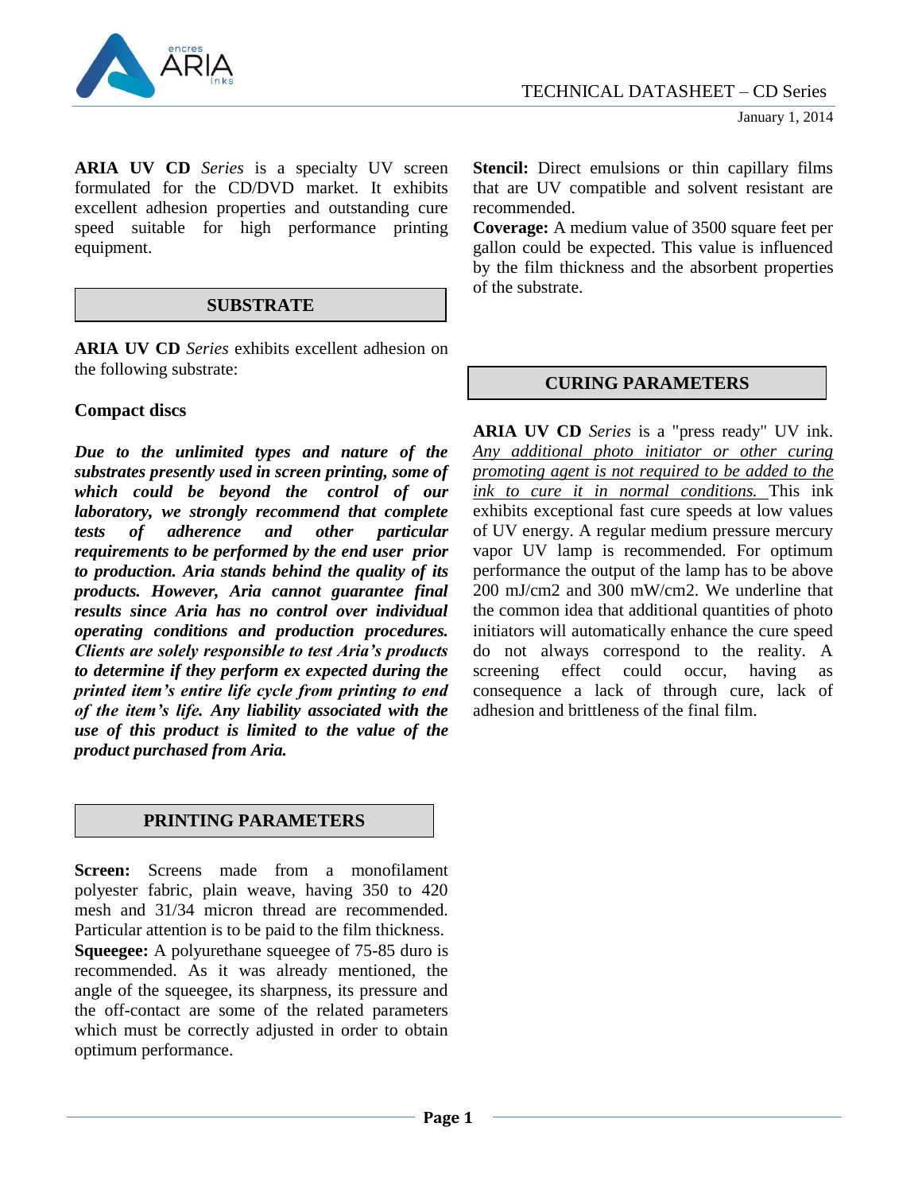# TECHNICAL DATASHEET – CD Series

January 1, 2014

**ARIA UV CD** *Series* is a specialty UV screen formulated for the CD/DVD market. It exhibits excellent adhesion properties and outstanding cure speed suitable for high performance printing equipment.

## SUBSTRATE

**ARIA UV CD** *Series* exhibits excellent adhesion on the following substrate:

**Compact discs**

***Due to the unlimited types and nature of the substrates presently used in screen printing, some of which could be beyond the control of our laboratory, we strongly recommend that complete tests of adherence and other particular requirements to be performed by the end user prior to production. Aria stands behind the quality of its products. However, Aria cannot guarantee final results since Aria has no control over individual operating conditions and production procedures. Clients are solely responsible to test Aria's products to determine if they perform ex expected during the printed item's entire life cycle from printing to end of the item's life. Any liability associated with the use of this product is limited to the value of the product purchased from Aria.***

## PRINTING PARAMETERS

**Screen:** Screens made from a monofilament polyester fabric, plain weave, having 350 to 420 mesh and 31/34 micron thread are recommended. Particular attention is to be paid to the film thickness.

**Squeegee:** A polyurethane squeegee of 75-85 duro is recommended. As it was already mentioned, the angle of the squeegee, its sharpness, its pressure and the off-contact are some of the related parameters which must be correctly adjusted in order to obtain optimum performance.

**Stencil:** Direct emulsions or thin capillary films that are UV compatible and solvent resistant are recommended.

**Coverage:** A medium value of 3500 square feet per gallon could be expected. This value is influenced by the film thickness and the absorbent properties of the substrate.

## CURING PARAMETERS

**ARIA UV CD** *Series* is a "press ready" UV ink. *Any additional photo initiator or other curing promoting agent is not required to be added to the ink to cure it in normal conditions.* This ink exhibits exceptional fast cure speeds at low values of UV energy. A regular medium pressure mercury vapor UV lamp is recommended. For optimum performance the output of the lamp has to be above 200 mJ/cm2 and 300 mW/cm2. We underline that the common idea that additional quantities of photo initiators will automatically enhance the cure speed do not always correspond to the reality. A screening effect could occur, having as consequence a lack of through cure, lack of adhesion and brittleness of the final film.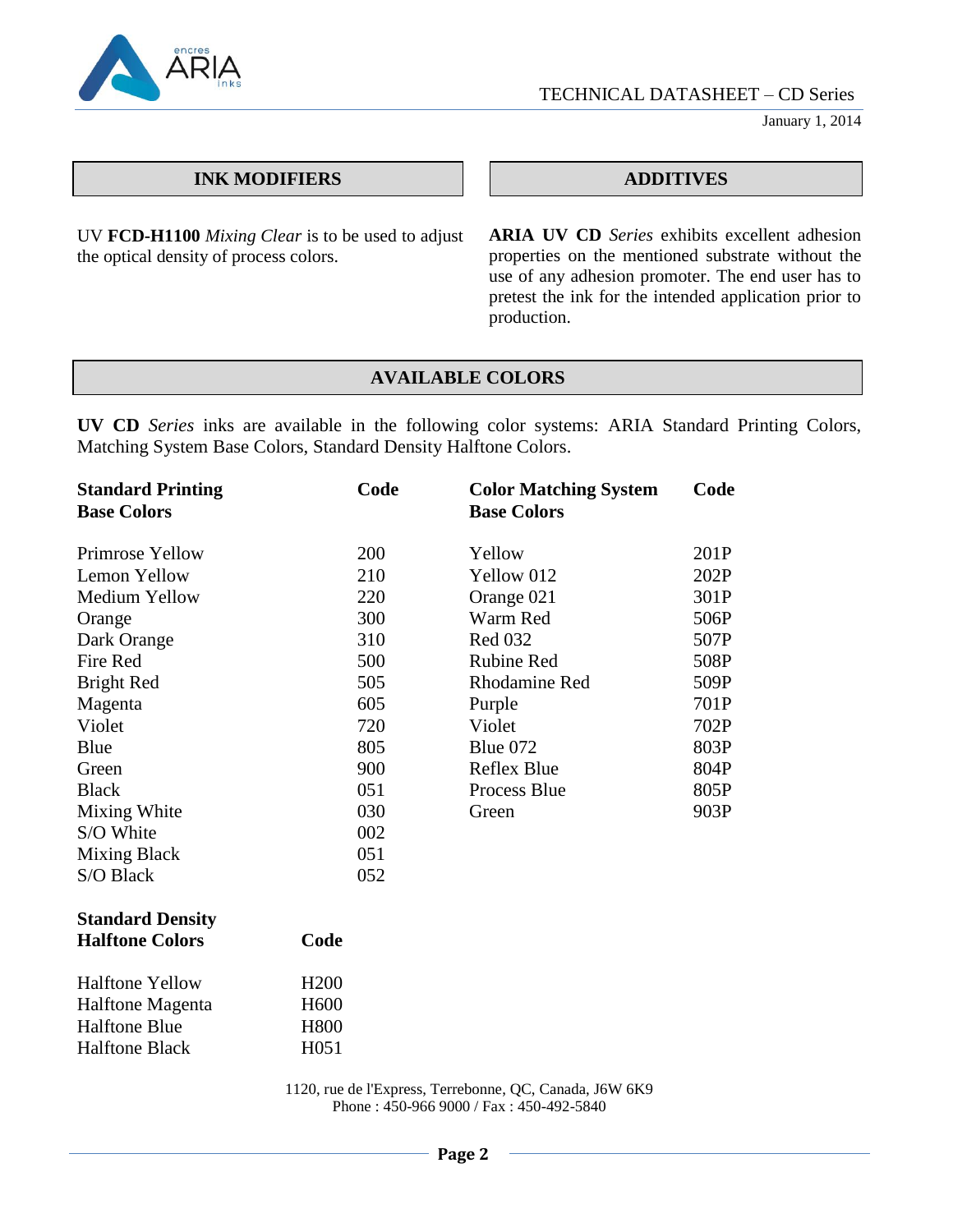## INK MODIFIERS

UV **FCD-H1100** *Mixing Clear* is to be used to adjust the optical density of process colors.

## ADDITIVES

**ARIA UV CD** *Series* exhibits excellent adhesion properties on the mentioned substrate without the use of any adhesion promoter. The end user has to pretest the ink for the intended application prior to production.

## AVAILABLE COLORS

**UV CD** *Series* inks are available in the following color systems: ARIA Standard Printing Colors, Matching System Base Colors, Standard Density Halftone Colors.

| Standard Printing Base Colors | Code |
|---|---|
| Primrose Yellow | 200 |
| Lemon Yellow | 210 |
| Medium Yellow | 220 |
| Orange | 300 |
| Dark Orange | 310 |
| Fire Red | 500 |
| Bright Red | 505 |
| Magenta | 605 |
| Violet | 720 |
| Blue | 805 |
| Green | 900 |
| Black | 051 |
| Mixing White | 030 |
| S/O White | 002 |
| Mixing Black | 051 |
| S/O Black | 052 |

| Color Matching System Base Colors | Code |
|---|---|
| Yellow | 201P |
| Yellow 012 | 202P |
| Orange 021 | 301P |
| Warm Red | 506P |
| Red 032 | 507P |
| Rubine Red | 508P |
| Rhodamine Red | 509P |
| Purple | 701P |
| Violet | 702P |
| Blue 072 | 803P |
| Reflex Blue | 804P |
| Process Blue | 805P |
| Green | 903P |

| Standard Density Halftone Colors | Code |
|---|---|
| Halftone Yellow | H200 |
| Halftone Magenta | H600 |
| Halftone Blue | H800 |
| Halftone Black | H051 |

1120, rue de l'Express, Terrebonne, QC, Canada, J6W 6K9
Phone : 450-966 9000 / Fax : 450-492-5840